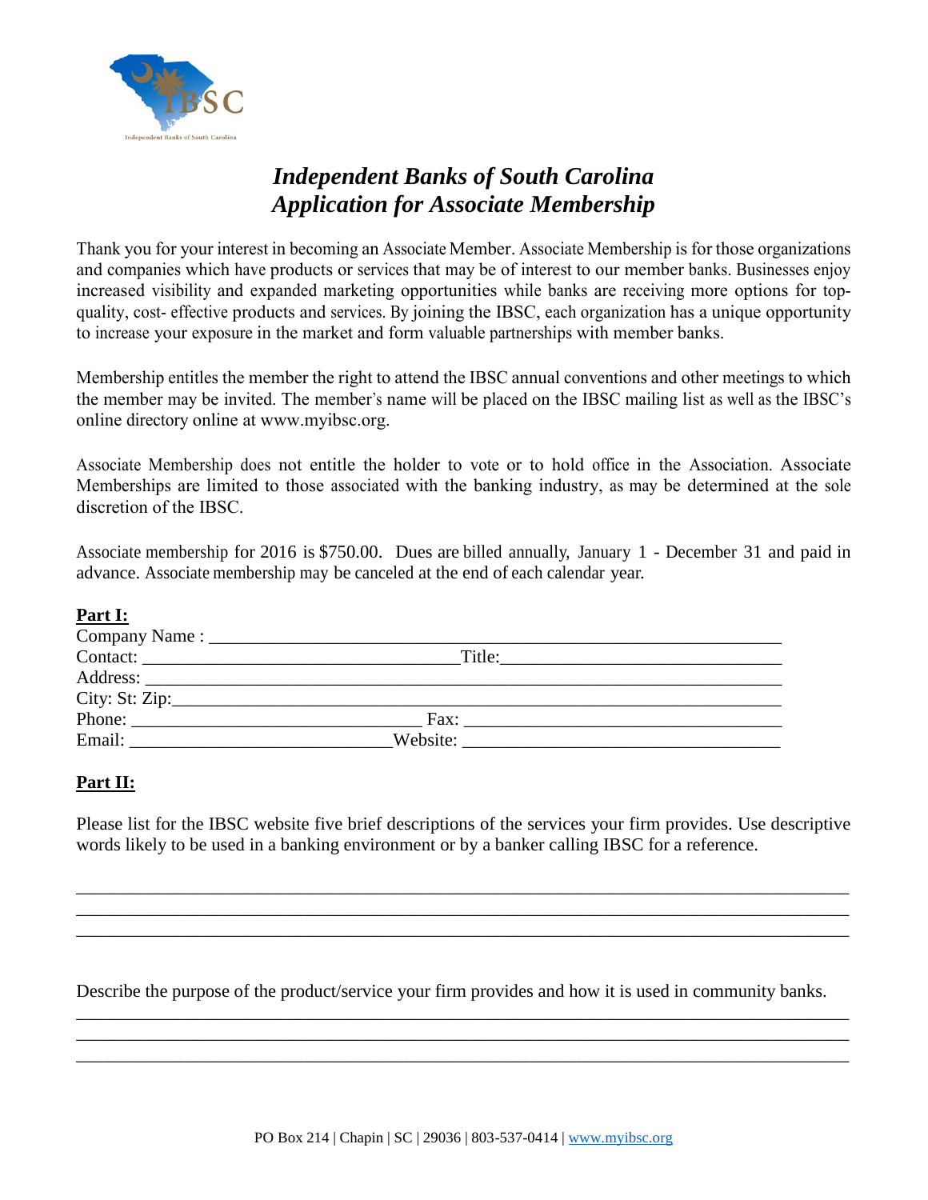IBSC

Independent Banks of South Carolina

# *Independent Banks of South Carolina*
# *Application for Associate Membership*

Thank you for your interest in becoming an Associate Member. Associate Membership is for those organizations and companies which have products or services that may be of interest to our member banks. Businesses enjoy increased visibility and expanded marketing opportunities while banks are receiving more options for top-quality, cost- effective products and services. By joining the IBSC, each organization has a unique opportunity to increase your exposure in the market and form valuable partnerships with member banks.

Membership entitles the member the right to attend the IBSC annual conventions and other meetings to which the member may be invited. The member's name will be placed on the IBSC mailing list as well as the IBSC's online directory online at www.myibsc.org.

Associate Membership does not entitle the holder to vote or to hold office in the Association. Associate Memberships are limited to those associated with the banking industry, as may be determined at the sole discretion of the IBSC.

Associate membership for 2016 is $750.00. Dues are billed annually, January 1 - December 31 and paid in advance. Associate membership may be canceled at the end of each calendar year.

**Part I:**

Company Name : ___________________________________________________________

Contact: __________________________________ Title: ____________________________

Address: __________________________________________________________________

City: St: Zip: ______________________________________________________________

Phone: ____________________________ Fax: __________________________________

Email: ____________________________ Website: _______________________________

**Part II:**

Please list for the IBSC website five brief descriptions of the services your firm provides. Use descriptive words likely to be used in a banking environment or by a banker calling IBSC for a reference.

___________________________________________________________________________

___________________________________________________________________________

___________________________________________________________________________

Describe the purpose of the product/service your firm provides and how it is used in community banks.

___________________________________________________________________________

___________________________________________________________________________

___________________________________________________________________________

PO Box 214 | Chapin | SC | 29036 | 803-537-0414 | www.myibsc.org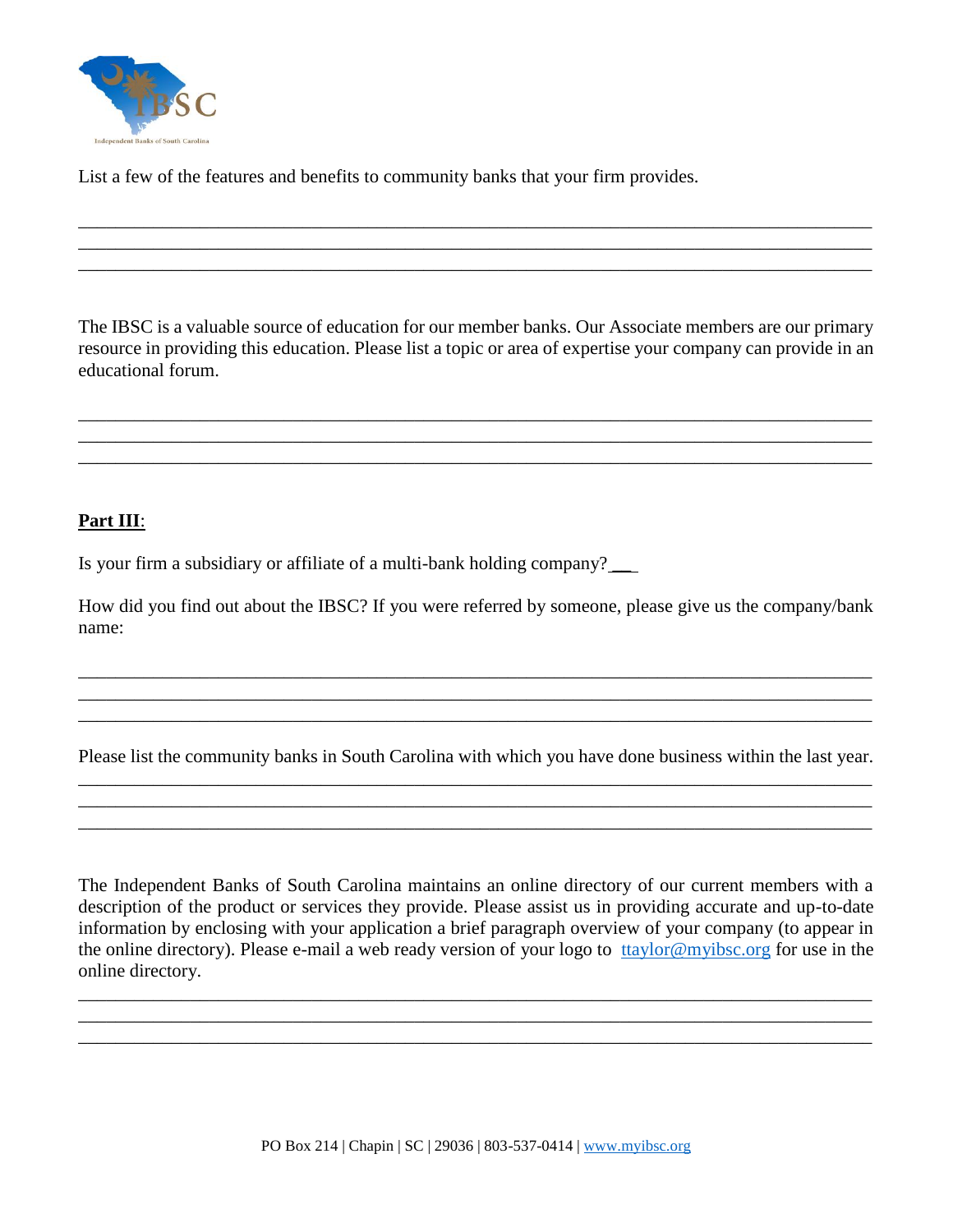List a few of the features and benefits to community banks that your firm provides.

\_\_\_\_\_\_\_\_\_\_\_\_\_\_\_\_\_\_\_\_\_\_\_\_\_\_\_\_\_\_\_\_\_\_\_\_\_\_\_\_\_\_\_\_\_\_\_\_\_\_\_\_\_\_\_\_\_\_\_\_\_\_\_\_\_\_\_\_\_\_\_\_\_\_\_\_\_\_
\_\_\_\_\_\_\_\_\_\_\_\_\_\_\_\_\_\_\_\_\_\_\_\_\_\_\_\_\_\_\_\_\_\_\_\_\_\_\_\_\_\_\_\_\_\_\_\_\_\_\_\_\_\_\_\_\_\_\_\_\_\_\_\_\_\_\_\_\_\_\_\_\_\_\_\_\_\_
\_\_\_\_\_\_\_\_\_\_\_\_\_\_\_\_\_\_\_\_\_\_\_\_\_\_\_\_\_\_\_\_\_\_\_\_\_\_\_\_\_\_\_\_\_\_\_\_\_\_\_\_\_\_\_\_\_\_\_\_\_\_\_\_\_\_\_\_\_\_\_\_\_\_\_\_\_\_

The IBSC is a valuable source of education for our member banks. Our Associate members are our primary resource in providing this education. Please list a topic or area of expertise your company can provide in an educational forum.

\_\_\_\_\_\_\_\_\_\_\_\_\_\_\_\_\_\_\_\_\_\_\_\_\_\_\_\_\_\_\_\_\_\_\_\_\_\_\_\_\_\_\_\_\_\_\_\_\_\_\_\_\_\_\_\_\_\_\_\_\_\_\_\_\_\_\_\_\_\_\_\_\_\_\_\_\_\_
\_\_\_\_\_\_\_\_\_\_\_\_\_\_\_\_\_\_\_\_\_\_\_\_\_\_\_\_\_\_\_\_\_\_\_\_\_\_\_\_\_\_\_\_\_\_\_\_\_\_\_\_\_\_\_\_\_\_\_\_\_\_\_\_\_\_\_\_\_\_\_\_\_\_\_\_\_\_
\_\_\_\_\_\_\_\_\_\_\_\_\_\_\_\_\_\_\_\_\_\_\_\_\_\_\_\_\_\_\_\_\_\_\_\_\_\_\_\_\_\_\_\_\_\_\_\_\_\_\_\_\_\_\_\_\_\_\_\_\_\_\_\_\_\_\_\_\_\_\_\_\_\_\_\_\_\_

**Part III**:

Is your firm a subsidiary or affiliate of a multi-bank holding company? \_\_\_

How did you find out about the IBSC? If you were referred by someone, please give us the company/bank name:

\_\_\_\_\_\_\_\_\_\_\_\_\_\_\_\_\_\_\_\_\_\_\_\_\_\_\_\_\_\_\_\_\_\_\_\_\_\_\_\_\_\_\_\_\_\_\_\_\_\_\_\_\_\_\_\_\_\_\_\_\_\_\_\_\_\_\_\_\_\_\_\_\_\_\_\_\_\_
\_\_\_\_\_\_\_\_\_\_\_\_\_\_\_\_\_\_\_\_\_\_\_\_\_\_\_\_\_\_\_\_\_\_\_\_\_\_\_\_\_\_\_\_\_\_\_\_\_\_\_\_\_\_\_\_\_\_\_\_\_\_\_\_\_\_\_\_\_\_\_\_\_\_\_\_\_\_
\_\_\_\_\_\_\_\_\_\_\_\_\_\_\_\_\_\_\_\_\_\_\_\_\_\_\_\_\_\_\_\_\_\_\_\_\_\_\_\_\_\_\_\_\_\_\_\_\_\_\_\_\_\_\_\_\_\_\_\_\_\_\_\_\_\_\_\_\_\_\_\_\_\_\_\_\_\_

Please list the community banks in South Carolina with which you have done business within the last year.

\_\_\_\_\_\_\_\_\_\_\_\_\_\_\_\_\_\_\_\_\_\_\_\_\_\_\_\_\_\_\_\_\_\_\_\_\_\_\_\_\_\_\_\_\_\_\_\_\_\_\_\_\_\_\_\_\_\_\_\_\_\_\_\_\_\_\_\_\_\_\_\_\_\_\_\_\_\_
\_\_\_\_\_\_\_\_\_\_\_\_\_\_\_\_\_\_\_\_\_\_\_\_\_\_\_\_\_\_\_\_\_\_\_\_\_\_\_\_\_\_\_\_\_\_\_\_\_\_\_\_\_\_\_\_\_\_\_\_\_\_\_\_\_\_\_\_\_\_\_\_\_\_\_\_\_\_
\_\_\_\_\_\_\_\_\_\_\_\_\_\_\_\_\_\_\_\_\_\_\_\_\_\_\_\_\_\_\_\_\_\_\_\_\_\_\_\_\_\_\_\_\_\_\_\_\_\_\_\_\_\_\_\_\_\_\_\_\_\_\_\_\_\_\_\_\_\_\_\_\_\_\_\_\_\_

The Independent Banks of South Carolina maintains an online directory of our current members with a description of the product or services they provide. Please assist us in providing accurate and up-to-date information by enclosing with your application a brief paragraph overview of your company (to appear in the online directory). Please e-mail a web ready version of your logo to ttaylor@myibsc.org for use in the online directory.

\_\_\_\_\_\_\_\_\_\_\_\_\_\_\_\_\_\_\_\_\_\_\_\_\_\_\_\_\_\_\_\_\_\_\_\_\_\_\_\_\_\_\_\_\_\_\_\_\_\_\_\_\_\_\_\_\_\_\_\_\_\_\_\_\_\_\_\_\_\_\_\_\_\_\_\_\_\_
\_\_\_\_\_\_\_\_\_\_\_\_\_\_\_\_\_\_\_\_\_\_\_\_\_\_\_\_\_\_\_\_\_\_\_\_\_\_\_\_\_\_\_\_\_\_\_\_\_\_\_\_\_\_\_\_\_\_\_\_\_\_\_\_\_\_\_\_\_\_\_\_\_\_\_\_\_\_
\_\_\_\_\_\_\_\_\_\_\_\_\_\_\_\_\_\_\_\_\_\_\_\_\_\_\_\_\_\_\_\_\_\_\_\_\_\_\_\_\_\_\_\_\_\_\_\_\_\_\_\_\_\_\_\_\_\_\_\_\_\_\_\_\_\_\_\_\_\_\_\_\_\_\_\_\_\_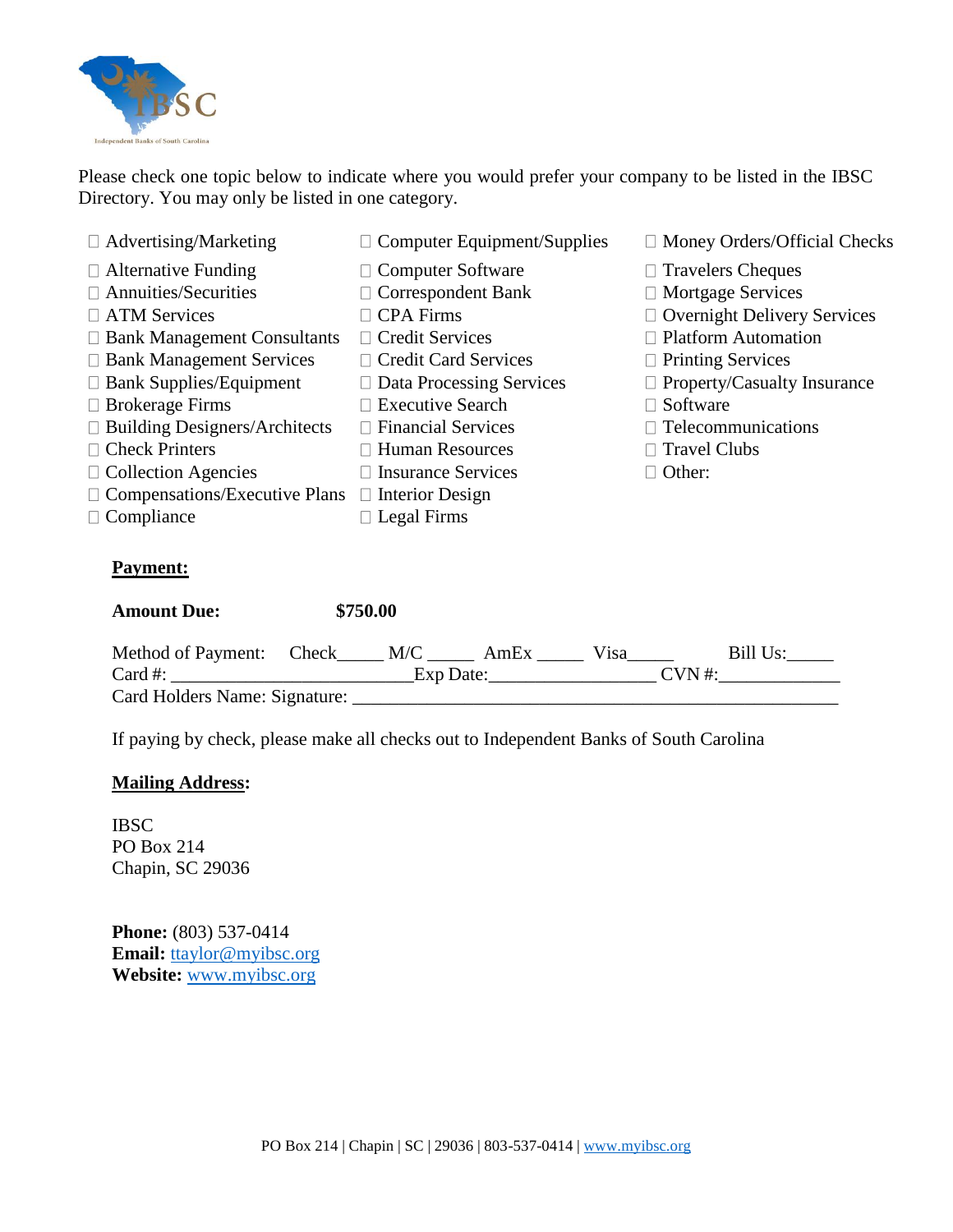Independent Banks of South Carolina

Please check one topic below to indicate where you would prefer your company to be listed in the IBSC Directory. You may only be listed in one category.

- ☐ Advertising/Marketing
- ☐ Alternative Funding
- ☐ Annuities/Securities
- ☐ ATM Services
- ☐ Bank Management Consultants
- ☐ Bank Management Services
- ☐ Bank Supplies/Equipment
- ☐ Brokerage Firms
- ☐ Building Designers/Architects
- ☐ Check Printers
- ☐ Collection Agencies
- ☐ Compensations/Executive Plans
- ☐ Compliance
- ☐ Computer Equipment/Supplies
- ☐ Computer Software
- ☐ Correspondent Bank
- ☐ CPA Firms
- ☐ Credit Services
- ☐ Credit Card Services
- ☐ Data Processing Services
- ☐ Executive Search
- ☐ Financial Services
- ☐ Human Resources
- ☐ Insurance Services
- ☐ Interior Design
- ☐ Legal Firms
- ☐ Money Orders/Official Checks
- ☐ Travelers Cheques
- ☐ Mortgage Services
- ☐ Overnight Delivery Services
- ☐ Platform Automation
- ☐ Printing Services
- ☐ Property/Casualty Insurance
- ☐ Software
- ☐ Telecommunications
- ☐ Travel Clubs
- ☐ Other:

**Payment:**

**Amount Due:** **$750.00**

Method of Payment: Check_____ M/C _____ AmEx _____ Visa_____ Bill Us:_____

Card #: __________________________Exp Date:__________________ CVN #:_____________

Card Holders Name: Signature: ____________________________________________________

If paying by check, please make all checks out to Independent Banks of South Carolina

**Mailing Address:**

IBSC
PO Box 214
Chapin, SC 29036

**Phone:** (803) 537-0414
**Email:** ttaylor@myibsc.org
**Website:** www.myibsc.org

PO Box 214 | Chapin | SC | 29036 | 803-537-0414 | www.myibsc.org